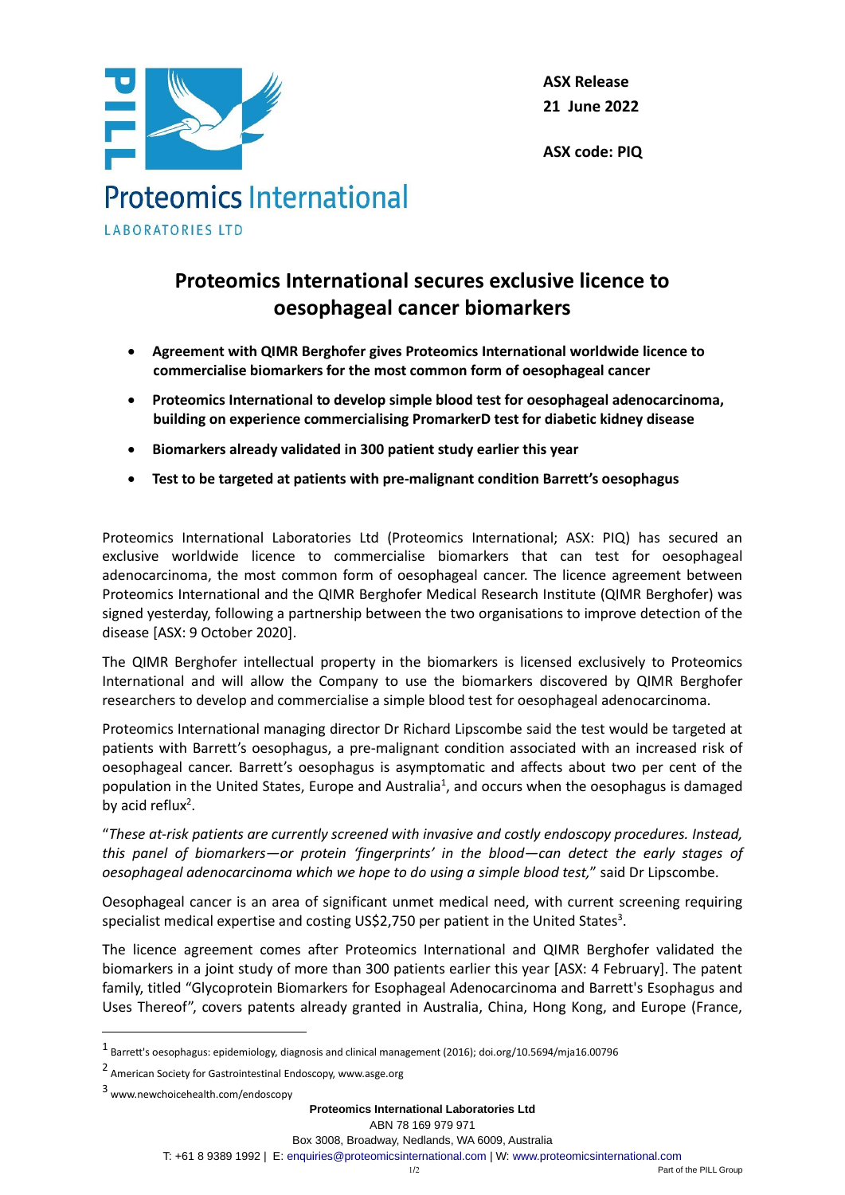Proteomics International
LABORATORIES LTD

**ASX Release**
**21 June 2022**

**ASX code: PIQ**

# Proteomics International secures exclusive licence to oesophageal cancer biomarkers

- **Agreement with QIMR Berghofer gives Proteomics International worldwide licence to commercialise biomarkers for the most common form of oesophageal cancer**
- **Proteomics International to develop simple blood test for oesophageal adenocarcinoma, building on experience commercialising PromarkerD test for diabetic kidney disease**
- **Biomarkers already validated in 300 patient study earlier this year**
- **Test to be targeted at patients with pre-malignant condition Barrett's oesophagus**

Proteomics International Laboratories Ltd (Proteomics International; ASX: PIQ) has secured an exclusive worldwide licence to commercialise biomarkers that can test for oesophageal adenocarcinoma, the most common form of oesophageal cancer. The licence agreement between Proteomics International and the QIMR Berghofer Medical Research Institute (QIMR Berghofer) was signed yesterday, following a partnership between the two organisations to improve detection of the disease [ASX: 9 October 2020].

The QIMR Berghofer intellectual property in the biomarkers is licensed exclusively to Proteomics International and will allow the Company to use the biomarkers discovered by QIMR Berghofer researchers to develop and commercialise a simple blood test for oesophageal adenocarcinoma.

Proteomics International managing director Dr Richard Lipscombe said the test would be targeted at patients with Barrett's oesophagus, a pre-malignant condition associated with an increased risk of oesophageal cancer. Barrett's oesophagus is asymptomatic and affects about two per cent of the population in the United States, Europe and Australia[1], and occurs when the oesophagus is damaged by acid reflux[2].

"*These at-risk patients are currently screened with invasive and costly endoscopy procedures. Instead, this panel of biomarkers—or protein 'fingerprints' in the blood—can detect the early stages of oesophageal adenocarcinoma which we hope to do using a simple blood test,*" said Dr Lipscombe.

Oesophageal cancer is an area of significant unmet medical need, with current screening requiring specialist medical expertise and costing US$2,750 per patient in the United States[3].

The licence agreement comes after Proteomics International and QIMR Berghofer validated the biomarkers in a joint study of more than 300 patients earlier this year [ASX: 4 February]. The patent family, titled "Glycoprotein Biomarkers for Esophageal Adenocarcinoma and Barrett's Esophagus and Uses Thereof", covers patents already granted in Australia, China, Hong Kong, and Europe (France,

---

[1] Barrett's oesophagus: epidemiology, diagnosis and clinical management (2016); doi.org/10.5694/mja16.00796

[2] American Society for Gastrointestinal Endoscopy, www.asge.org

[3] www.newchoicehealth.com/endoscopy

**Proteomics International Laboratories Ltd**
ABN 78 169 979 971
Box 3008, Broadway, Nedlands, WA 6009, Australia
T: +61 8 9389 1992 | E: enquiries@proteomicsinternational.com | W: www.proteomicsinternational.com
Part of the PILL Group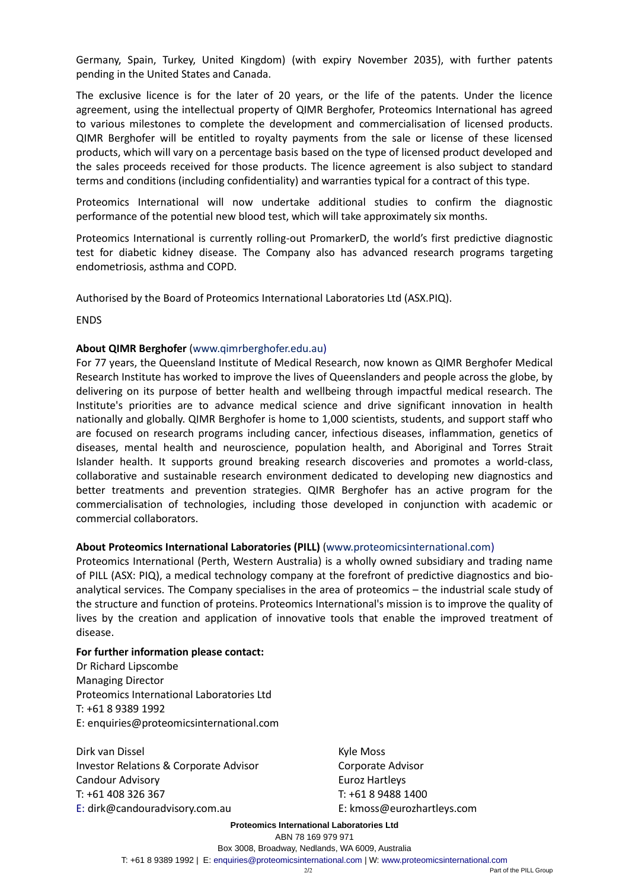Germany, Spain, Turkey, United Kingdom) (with expiry November 2035), with further patents pending in the United States and Canada.

The exclusive licence is for the later of 20 years, or the life of the patents. Under the licence agreement, using the intellectual property of QIMR Berghofer, Proteomics International has agreed to various milestones to complete the development and commercialisation of licensed products. QIMR Berghofer will be entitled to royalty payments from the sale or license of these licensed products, which will vary on a percentage basis based on the type of licensed product developed and the sales proceeds received for those products. The licence agreement is also subject to standard terms and conditions (including confidentiality) and warranties typical for a contract of this type.

Proteomics International will now undertake additional studies to confirm the diagnostic performance of the potential new blood test, which will take approximately six months.

Proteomics International is currently rolling-out PromarkerD, the world's first predictive diagnostic test for diabetic kidney disease. The Company also has advanced research programs targeting endometriosis, asthma and COPD.

Authorised by the Board of Proteomics International Laboratories Ltd (ASX.PIQ).

ENDS

**About QIMR Berghofer** (www.qimrberghofer.edu.au)

For 77 years, the Queensland Institute of Medical Research, now known as QIMR Berghofer Medical Research Institute has worked to improve the lives of Queenslanders and people across the globe, by delivering on its purpose of better health and wellbeing through impactful medical research. The Institute's priorities are to advance medical science and drive significant innovation in health nationally and globally. QIMR Berghofer is home to 1,000 scientists, students, and support staff who are focused on research programs including cancer, infectious diseases, inflammation, genetics of diseases, mental health and neuroscience, population health, and Aboriginal and Torres Strait Islander health. It supports ground breaking research discoveries and promotes a world-class, collaborative and sustainable research environment dedicated to developing new diagnostics and better treatments and prevention strategies. QIMR Berghofer has an active program for the commercialisation of technologies, including those developed in conjunction with academic or commercial collaborators.

**About Proteomics International Laboratories (PILL)** (www.proteomicsinternational.com)

Proteomics International (Perth, Western Australia) is a wholly owned subsidiary and trading name of PILL (ASX: PIQ), a medical technology company at the forefront of predictive diagnostics and bio-analytical services. The Company specialises in the area of proteomics – the industrial scale study of the structure and function of proteins. Proteomics International's mission is to improve the quality of lives by the creation and application of innovative tools that enable the improved treatment of disease.

**For further information please contact:**

Dr Richard Lipscombe
Managing Director
Proteomics International Laboratories Ltd
T: +61 8 9389 1992
E: enquiries@proteomicsinternational.com

Dirk van Dissel
Investor Relations & Corporate Advisor
Candour Advisory
T: +61 408 326 367
E: dirk@candouradvisory.com.au

Kyle Moss
Corporate Advisor
Euroz Hartleys
T: +61 8 9488 1400
E: kmoss@eurozhartleys.com

**Proteomics International Laboratories Ltd**
ABN 78 169 979 971
Box 3008, Broadway, Nedlands, WA 6009, Australia
T: +61 8 9389 1992 | E: enquiries@proteomicsinternational.com | W: www.proteomicsinternational.com
Part of the PILL Group